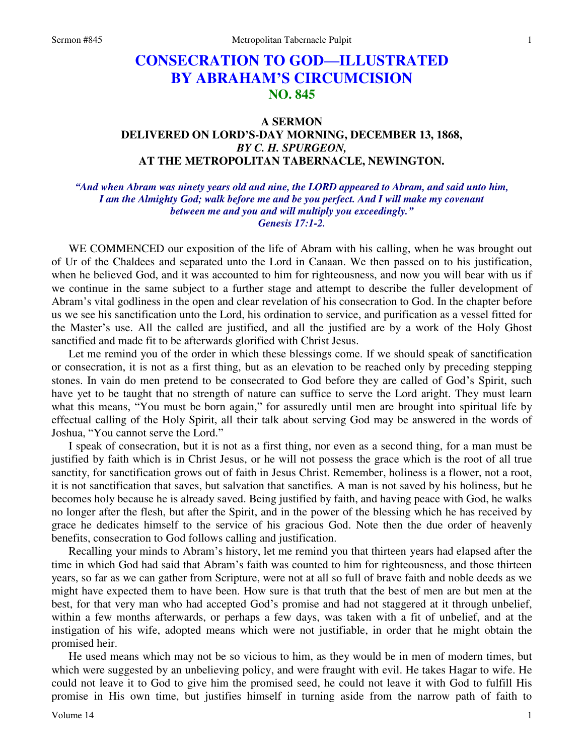# CONSECRATION TO GOD—ILLUSTRATED BY ABRAHAM'S CIRCUMCISION
## NO. 845

### A SERMON
### DELIVERED ON LORD'S-DAY MORNING, DECEMBER 13, 1868,
### *BY C. H. SPURGEON,*
### AT THE METROPOLITAN TABERNACLE, NEWINGTON.

***"And when Abram was ninety years old and nine, the LORD appeared to Abram, and said unto him, I am the Almighty God; walk before me and be you perfect. And I will make my covenant between me and you and will multiply you exceedingly." Genesis 17:1-2.***

WE COMMENCED our exposition of the life of Abram with his calling, when he was brought out of Ur of the Chaldees and separated unto the Lord in Canaan. We then passed on to his justification, when he believed God, and it was accounted to him for righteousness, and now you will bear with us if we continue in the same subject to a further stage and attempt to describe the fuller development of Abram's vital godliness in the open and clear revelation of his consecration to God. In the chapter before us we see his sanctification unto the Lord, his ordination to service, and purification as a vessel fitted for the Master's use. All the called are justified, and all the justified are by a work of the Holy Ghost sanctified and made fit to be afterwards glorified with Christ Jesus.

Let me remind you of the order in which these blessings come. If we should speak of sanctification or consecration, it is not as a first thing, but as an elevation to be reached only by preceding stepping stones. In vain do men pretend to be consecrated to God before they are called of God's Spirit, such have yet to be taught that no strength of nature can suffice to serve the Lord aright. They must learn what this means, "You must be born again," for assuredly until men are brought into spiritual life by effectual calling of the Holy Spirit, all their talk about serving God may be answered in the words of Joshua, "You cannot serve the Lord."

I speak of consecration, but it is not as a first thing, nor even as a second thing, for a man must be justified by faith which is in Christ Jesus, or he will not possess the grace which is the root of all true sanctity, for sanctification grows out of faith in Jesus Christ. Remember, holiness is a flower, not a root, it is not sanctification that saves, but salvation that sanctifies*.* A man is not saved by his holiness, but he becomes holy because he is already saved. Being justified by faith, and having peace with God, he walks no longer after the flesh, but after the Spirit, and in the power of the blessing which he has received by grace he dedicates himself to the service of his gracious God. Note then the due order of heavenly benefits, consecration to God follows calling and justification.

Recalling your minds to Abram's history, let me remind you that thirteen years had elapsed after the time in which God had said that Abram's faith was counted to him for righteousness, and those thirteen years, so far as we can gather from Scripture, were not at all so full of brave faith and noble deeds as we might have expected them to have been. How sure is that truth that the best of men are but men at the best, for that very man who had accepted God's promise and had not staggered at it through unbelief, within a few months afterwards, or perhaps a few days, was taken with a fit of unbelief, and at the instigation of his wife, adopted means which were not justifiable, in order that he might obtain the promised heir.

He used means which may not be so vicious to him, as they would be in men of modern times, but which were suggested by an unbelieving policy, and were fraught with evil. He takes Hagar to wife. He could not leave it to God to give him the promised seed, he could not leave it with God to fulfill His promise in His own time, but justifies himself in turning aside from the narrow path of faith to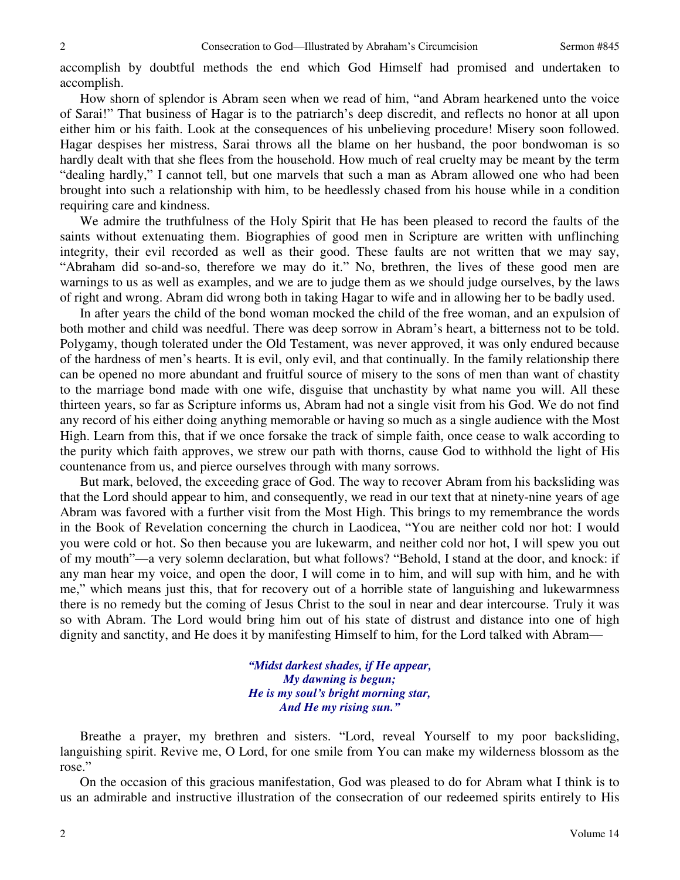accomplish by doubtful methods the end which God Himself had promised and undertaken to accomplish.

How shorn of splendor is Abram seen when we read of him, "and Abram hearkened unto the voice of Sarai!" That business of Hagar is to the patriarch's deep discredit, and reflects no honor at all upon either him or his faith. Look at the consequences of his unbelieving procedure! Misery soon followed. Hagar despises her mistress, Sarai throws all the blame on her husband, the poor bondwoman is so hardly dealt with that she flees from the household. How much of real cruelty may be meant by the term "dealing hardly," I cannot tell, but one marvels that such a man as Abram allowed one who had been brought into such a relationship with him, to be heedlessly chased from his house while in a condition requiring care and kindness.

We admire the truthfulness of the Holy Spirit that He has been pleased to record the faults of the saints without extenuating them. Biographies of good men in Scripture are written with unflinching integrity, their evil recorded as well as their good. These faults are not written that we may say, "Abraham did so-and-so, therefore we may do it." No, brethren, the lives of these good men are warnings to us as well as examples, and we are to judge them as we should judge ourselves, by the laws of right and wrong. Abram did wrong both in taking Hagar to wife and in allowing her to be badly used.

In after years the child of the bond woman mocked the child of the free woman, and an expulsion of both mother and child was needful. There was deep sorrow in Abram's heart, a bitterness not to be told. Polygamy, though tolerated under the Old Testament, was never approved, it was only endured because of the hardness of men's hearts. It is evil, only evil, and that continually. In the family relationship there can be opened no more abundant and fruitful source of misery to the sons of men than want of chastity to the marriage bond made with one wife, disguise that unchastity by what name you will. All these thirteen years, so far as Scripture informs us, Abram had not a single visit from his God. We do not find any record of his either doing anything memorable or having so much as a single audience with the Most High. Learn from this, that if we once forsake the track of simple faith, once cease to walk according to the purity which faith approves, we strew our path with thorns, cause God to withhold the light of His countenance from us, and pierce ourselves through with many sorrows.

But mark, beloved, the exceeding grace of God. The way to recover Abram from his backsliding was that the Lord should appear to him, and consequently, we read in our text that at ninety-nine years of age Abram was favored with a further visit from the Most High. This brings to my remembrance the words in the Book of Revelation concerning the church in Laodicea, "You are neither cold nor hot: I would you were cold or hot. So then because you are lukewarm, and neither cold nor hot, I will spew you out of my mouth"—a very solemn declaration, but what follows? "Behold, I stand at the door, and knock: if any man hear my voice, and open the door, I will come in to him, and will sup with him, and he with me," which means just this, that for recovery out of a horrible state of languishing and lukewarmness there is no remedy but the coming of Jesus Christ to the soul in near and dear intercourse. Truly it was so with Abram. The Lord would bring him out of his state of distrust and distance into one of high dignity and sanctity, and He does it by manifesting Himself to him, for the Lord talked with Abram—

*"Midst darkest shades, if He appear,*
*My dawning is begun;*
*He is my soul's bright morning star,*
*And He my rising sun."*

Breathe a prayer, my brethren and sisters. "Lord, reveal Yourself to my poor backsliding, languishing spirit. Revive me, O Lord, for one smile from You can make my wilderness blossom as the rose."

On the occasion of this gracious manifestation, God was pleased to do for Abram what I think is to us an admirable and instructive illustration of the consecration of our redeemed spirits entirely to His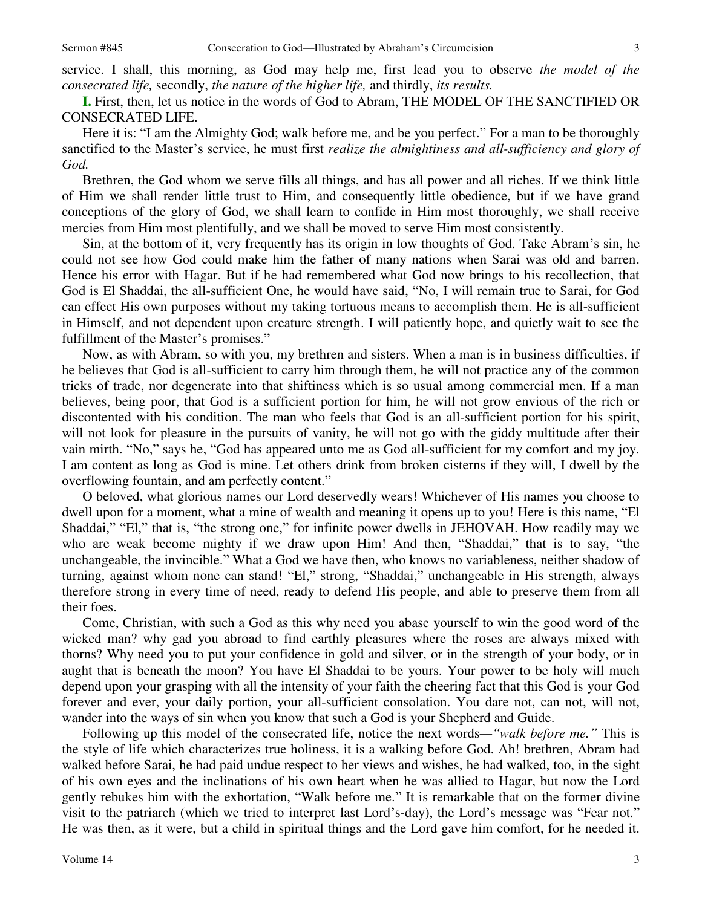service. I shall, this morning, as God may help me, first lead you to observe *the model of the consecrated life,* secondly, *the nature of the higher life,* and thirdly, *its results.*

**I.** First, then, let us notice in the words of God to Abram, THE MODEL OF THE SANCTIFIED OR CONSECRATED LIFE.

Here it is: "I am the Almighty God; walk before me, and be you perfect." For a man to be thoroughly sanctified to the Master's service, he must first *realize the almightiness and all-sufficiency and glory of God.*

Brethren, the God whom we serve fills all things, and has all power and all riches. If we think little of Him we shall render little trust to Him, and consequently little obedience, but if we have grand conceptions of the glory of God, we shall learn to confide in Him most thoroughly, we shall receive mercies from Him most plentifully, and we shall be moved to serve Him most consistently.

Sin, at the bottom of it, very frequently has its origin in low thoughts of God. Take Abram's sin, he could not see how God could make him the father of many nations when Sarai was old and barren. Hence his error with Hagar. But if he had remembered what God now brings to his recollection, that God is El Shaddai, the all-sufficient One, he would have said, "No, I will remain true to Sarai, for God can effect His own purposes without my taking tortuous means to accomplish them. He is all-sufficient in Himself, and not dependent upon creature strength. I will patiently hope, and quietly wait to see the fulfillment of the Master's promises."

Now, as with Abram, so with you, my brethren and sisters. When a man is in business difficulties, if he believes that God is all-sufficient to carry him through them, he will not practice any of the common tricks of trade, nor degenerate into that shiftiness which is so usual among commercial men. If a man believes, being poor, that God is a sufficient portion for him, he will not grow envious of the rich or discontented with his condition. The man who feels that God is an all-sufficient portion for his spirit, will not look for pleasure in the pursuits of vanity, he will not go with the giddy multitude after their vain mirth. "No," says he, "God has appeared unto me as God all-sufficient for my comfort and my joy. I am content as long as God is mine. Let others drink from broken cisterns if they will, I dwell by the overflowing fountain, and am perfectly content."

O beloved, what glorious names our Lord deservedly wears! Whichever of His names you choose to dwell upon for a moment, what a mine of wealth and meaning it opens up to you! Here is this name, "El Shaddai," "El," that is, "the strong one," for infinite power dwells in JEHOVAH. How readily may we who are weak become mighty if we draw upon Him! And then, "Shaddai," that is to say, "the unchangeable, the invincible." What a God we have then, who knows no variableness, neither shadow of turning, against whom none can stand! "El," strong, "Shaddai," unchangeable in His strength, always therefore strong in every time of need, ready to defend His people, and able to preserve them from all their foes.

Come, Christian, with such a God as this why need you abase yourself to win the good word of the wicked man? why gad you abroad to find earthly pleasures where the roses are always mixed with thorns? Why need you to put your confidence in gold and silver, or in the strength of your body, or in aught that is beneath the moon? You have El Shaddai to be yours. Your power to be holy will much depend upon your grasping with all the intensity of your faith the cheering fact that this God is your God forever and ever, your daily portion, your all-sufficient consolation. You dare not, can not, will not, wander into the ways of sin when you know that such a God is your Shepherd and Guide.

Following up this model of the consecrated life, notice the next words—*"walk before me."* This is the style of life which characterizes true holiness, it is a walking before God. Ah! brethren, Abram had walked before Sarai, he had paid undue respect to her views and wishes, he had walked, too, in the sight of his own eyes and the inclinations of his own heart when he was allied to Hagar, but now the Lord gently rebukes him with the exhortation, "Walk before me." It is remarkable that on the former divine visit to the patriarch (which we tried to interpret last Lord's-day), the Lord's message was "Fear not." He was then, as it were, but a child in spiritual things and the Lord gave him comfort, for he needed it.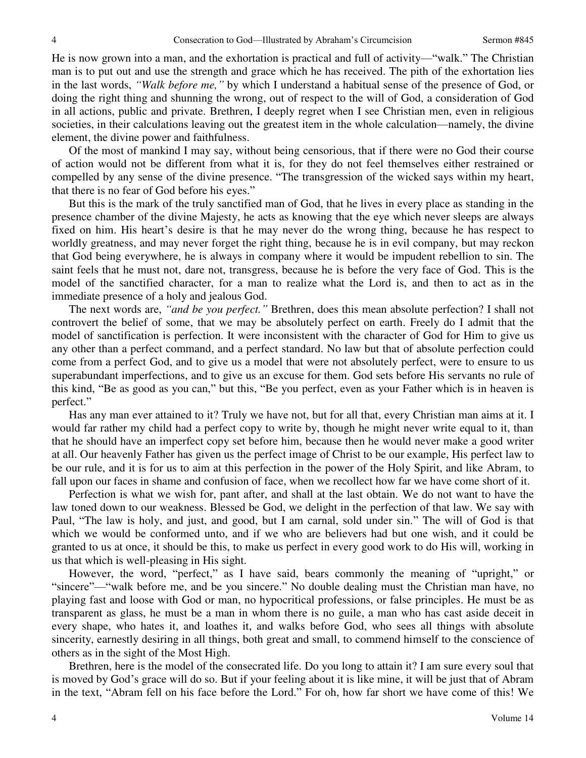He is now grown into a man, and the exhortation is practical and full of activity—"walk." The Christian man is to put out and use the strength and grace which he has received. The pith of the exhortation lies in the last words, *"Walk before me,"* by which I understand a habitual sense of the presence of God, or doing the right thing and shunning the wrong, out of respect to the will of God, a consideration of God in all actions, public and private. Brethren, I deeply regret when I see Christian men, even in religious societies, in their calculations leaving out the greatest item in the whole calculation—namely, the divine element, the divine power and faithfulness.

Of the most of mankind I may say, without being censorious, that if there were no God their course of action would not be different from what it is, for they do not feel themselves either restrained or compelled by any sense of the divine presence. "The transgression of the wicked says within my heart, that there is no fear of God before his eyes."

But this is the mark of the truly sanctified man of God, that he lives in every place as standing in the presence chamber of the divine Majesty, he acts as knowing that the eye which never sleeps are always fixed on him. His heart's desire is that he may never do the wrong thing, because he has respect to worldly greatness, and may never forget the right thing, because he is in evil company, but may reckon that God being everywhere, he is always in company where it would be impudent rebellion to sin. The saint feels that he must not, dare not, transgress, because he is before the very face of God. This is the model of the sanctified character, for a man to realize what the Lord is, and then to act as in the immediate presence of a holy and jealous God.

The next words are, *"and be you perfect."* Brethren, does this mean absolute perfection? I shall not controvert the belief of some, that we may be absolutely perfect on earth. Freely do I admit that the model of sanctification is perfection. It were inconsistent with the character of God for Him to give us any other than a perfect command, and a perfect standard. No law but that of absolute perfection could come from a perfect God, and to give us a model that were not absolutely perfect, were to ensure to us superabundant imperfections, and to give us an excuse for them. God sets before His servants no rule of this kind, "Be as good as you can," but this, "Be you perfect, even as your Father which is in heaven is perfect."

Has any man ever attained to it? Truly we have not, but for all that, every Christian man aims at it. I would far rather my child had a perfect copy to write by, though he might never write equal to it, than that he should have an imperfect copy set before him, because then he would never make a good writer at all. Our heavenly Father has given us the perfect image of Christ to be our example, His perfect law to be our rule, and it is for us to aim at this perfection in the power of the Holy Spirit, and like Abram, to fall upon our faces in shame and confusion of face, when we recollect how far we have come short of it.

Perfection is what we wish for, pant after, and shall at the last obtain. We do not want to have the law toned down to our weakness. Blessed be God, we delight in the perfection of that law. We say with Paul, "The law is holy, and just, and good, but I am carnal, sold under sin." The will of God is that which we would be conformed unto, and if we who are believers had but one wish, and it could be granted to us at once, it should be this, to make us perfect in every good work to do His will, working in us that which is well-pleasing in His sight.

However, the word, "perfect," as I have said, bears commonly the meaning of "upright," or "sincere"—"walk before me, and be you sincere." No double dealing must the Christian man have, no playing fast and loose with God or man, no hypocritical professions, or false principles. He must be as transparent as glass, he must be a man in whom there is no guile, a man who has cast aside deceit in every shape, who hates it, and loathes it, and walks before God, who sees all things with absolute sincerity, earnestly desiring in all things, both great and small, to commend himself to the conscience of others as in the sight of the Most High.

Brethren, here is the model of the consecrated life. Do you long to attain it? I am sure every soul that is moved by God's grace will do so. But if your feeling about it is like mine, it will be just that of Abram in the text, "Abram fell on his face before the Lord." For oh, how far short we have come of this! We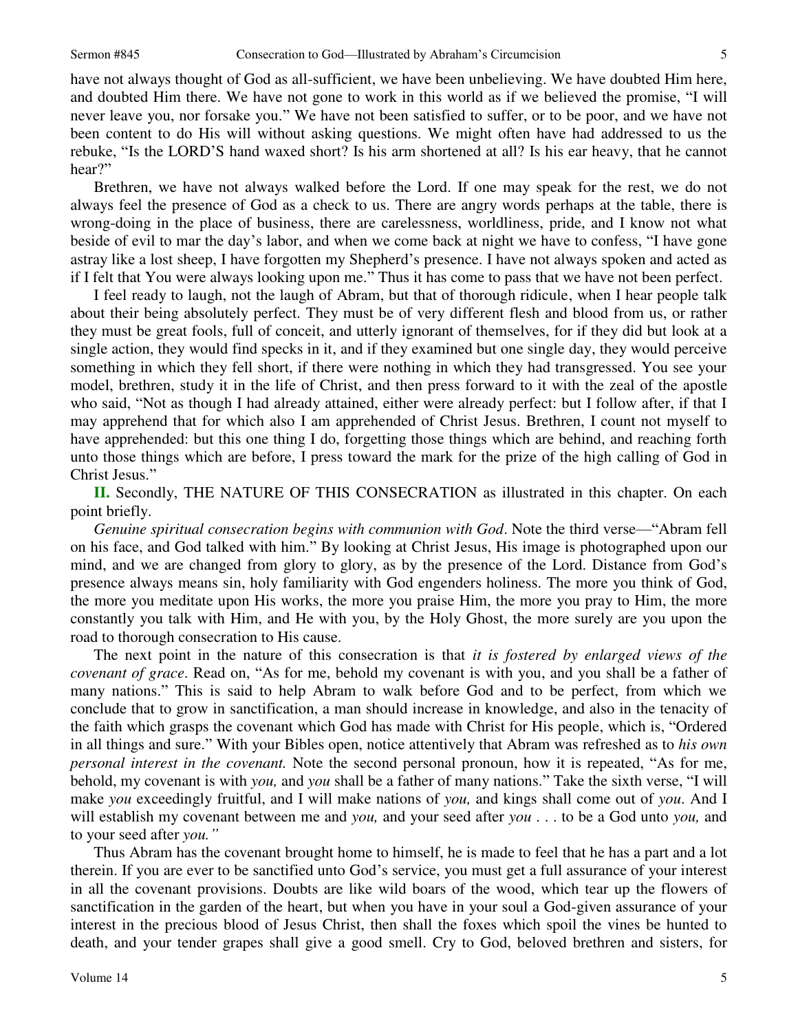have not always thought of God as all-sufficient, we have been unbelieving. We have doubted Him here, and doubted Him there. We have not gone to work in this world as if we believed the promise, "I will never leave you, nor forsake you." We have not been satisfied to suffer, or to be poor, and we have not been content to do His will without asking questions. We might often have had addressed to us the rebuke, "Is the LORD'S hand waxed short? Is his arm shortened at all? Is his ear heavy, that he cannot hear?"

Brethren, we have not always walked before the Lord. If one may speak for the rest, we do not always feel the presence of God as a check to us. There are angry words perhaps at the table, there is wrong-doing in the place of business, there are carelessness, worldliness, pride, and I know not what beside of evil to mar the day's labor, and when we come back at night we have to confess, "I have gone astray like a lost sheep, I have forgotten my Shepherd's presence. I have not always spoken and acted as if I felt that You were always looking upon me." Thus it has come to pass that we have not been perfect.

I feel ready to laugh, not the laugh of Abram, but that of thorough ridicule, when I hear people talk about their being absolutely perfect. They must be of very different flesh and blood from us, or rather they must be great fools, full of conceit, and utterly ignorant of themselves, for if they did but look at a single action, they would find specks in it, and if they examined but one single day, they would perceive something in which they fell short, if there were nothing in which they had transgressed. You see your model, brethren, study it in the life of Christ, and then press forward to it with the zeal of the apostle who said, "Not as though I had already attained, either were already perfect: but I follow after, if that I may apprehend that for which also I am apprehended of Christ Jesus. Brethren, I count not myself to have apprehended: but this one thing I do, forgetting those things which are behind, and reaching forth unto those things which are before, I press toward the mark for the prize of the high calling of God in Christ Jesus."

**II.** Secondly, THE NATURE OF THIS CONSECRATION as illustrated in this chapter. On each point briefly.

*Genuine spiritual consecration begins with communion with God*. Note the third verse—"Abram fell on his face, and God talked with him." By looking at Christ Jesus, His image is photographed upon our mind, and we are changed from glory to glory, as by the presence of the Lord. Distance from God's presence always means sin, holy familiarity with God engenders holiness. The more you think of God, the more you meditate upon His works, the more you praise Him, the more you pray to Him, the more constantly you talk with Him, and He with you, by the Holy Ghost, the more surely are you upon the road to thorough consecration to His cause.

The next point in the nature of this consecration is that *it is fostered by enlarged views of the covenant of grace*. Read on, "As for me, behold my covenant is with you, and you shall be a father of many nations." This is said to help Abram to walk before God and to be perfect, from which we conclude that to grow in sanctification, a man should increase in knowledge, and also in the tenacity of the faith which grasps the covenant which God has made with Christ for His people, which is, "Ordered in all things and sure." With your Bibles open, notice attentively that Abram was refreshed as to *his own personal interest in the covenant.* Note the second personal pronoun, how it is repeated, "As for me, behold, my covenant is with *you,* and *you* shall be a father of many nations." Take the sixth verse, "I will make *you* exceedingly fruitful, and I will make nations of *you,* and kings shall come out of *you*. And I will establish my covenant between me and *you,* and your seed after *you* . . . to be a God unto *you,* and to your seed after *you."*

Thus Abram has the covenant brought home to himself, he is made to feel that he has a part and a lot therein. If you are ever to be sanctified unto God's service, you must get a full assurance of your interest in all the covenant provisions. Doubts are like wild boars of the wood, which tear up the flowers of sanctification in the garden of the heart, but when you have in your soul a God-given assurance of your interest in the precious blood of Jesus Christ, then shall the foxes which spoil the vines be hunted to death, and your tender grapes shall give a good smell. Cry to God, beloved brethren and sisters, for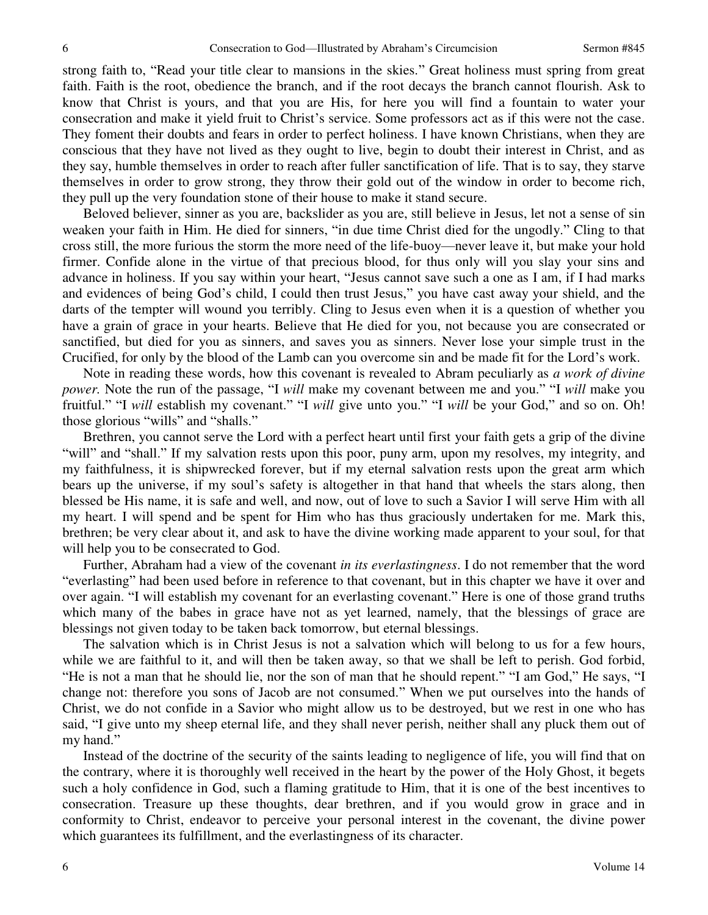strong faith to, "Read your title clear to mansions in the skies." Great holiness must spring from great faith. Faith is the root, obedience the branch, and if the root decays the branch cannot flourish. Ask to know that Christ is yours, and that you are His, for here you will find a fountain to water your consecration and make it yield fruit to Christ's service. Some professors act as if this were not the case. They foment their doubts and fears in order to perfect holiness. I have known Christians, when they are conscious that they have not lived as they ought to live, begin to doubt their interest in Christ, and as they say, humble themselves in order to reach after fuller sanctification of life. That is to say, they starve themselves in order to grow strong, they throw their gold out of the window in order to become rich, they pull up the very foundation stone of their house to make it stand secure.

Beloved believer, sinner as you are, backslider as you are, still believe in Jesus, let not a sense of sin weaken your faith in Him. He died for sinners, "in due time Christ died for the ungodly." Cling to that cross still, the more furious the storm the more need of the life-buoy—never leave it, but make your hold firmer. Confide alone in the virtue of that precious blood, for thus only will you slay your sins and advance in holiness. If you say within your heart, "Jesus cannot save such a one as I am, if I had marks and evidences of being God's child, I could then trust Jesus," you have cast away your shield, and the darts of the tempter will wound you terribly. Cling to Jesus even when it is a question of whether you have a grain of grace in your hearts. Believe that He died for you, not because you are consecrated or sanctified, but died for you as sinners, and saves you as sinners. Never lose your simple trust in the Crucified, for only by the blood of the Lamb can you overcome sin and be made fit for the Lord's work.

Note in reading these words, how this covenant is revealed to Abram peculiarly as *a work of divine power.* Note the run of the passage, "I *will* make my covenant between me and you." "I *will* make you fruitful." "I *will* establish my covenant." "I *will* give unto you." "I *will* be your God," and so on. Oh! those glorious "wills" and "shalls."

Brethren, you cannot serve the Lord with a perfect heart until first your faith gets a grip of the divine "will" and "shall." If my salvation rests upon this poor, puny arm, upon my resolves, my integrity, and my faithfulness, it is shipwrecked forever, but if my eternal salvation rests upon the great arm which bears up the universe, if my soul's safety is altogether in that hand that wheels the stars along, then blessed be His name, it is safe and well, and now, out of love to such a Savior I will serve Him with all my heart. I will spend and be spent for Him who has thus graciously undertaken for me. Mark this, brethren; be very clear about it, and ask to have the divine working made apparent to your soul, for that will help you to be consecrated to God.

Further, Abraham had a view of the covenant *in its everlastingness*. I do not remember that the word "everlasting" had been used before in reference to that covenant, but in this chapter we have it over and over again. "I will establish my covenant for an everlasting covenant." Here is one of those grand truths which many of the babes in grace have not as yet learned, namely, that the blessings of grace are blessings not given today to be taken back tomorrow, but eternal blessings.

The salvation which is in Christ Jesus is not a salvation which will belong to us for a few hours, while we are faithful to it, and will then be taken away, so that we shall be left to perish. God forbid, "He is not a man that he should lie, nor the son of man that he should repent." "I am God," He says, "I change not: therefore you sons of Jacob are not consumed." When we put ourselves into the hands of Christ, we do not confide in a Savior who might allow us to be destroyed, but we rest in one who has said, "I give unto my sheep eternal life, and they shall never perish, neither shall any pluck them out of my hand."

Instead of the doctrine of the security of the saints leading to negligence of life, you will find that on the contrary, where it is thoroughly well received in the heart by the power of the Holy Ghost, it begets such a holy confidence in God, such a flaming gratitude to Him, that it is one of the best incentives to consecration. Treasure up these thoughts, dear brethren, and if you would grow in grace and in conformity to Christ, endeavor to perceive your personal interest in the covenant, the divine power which guarantees its fulfillment, and the everlastingness of its character.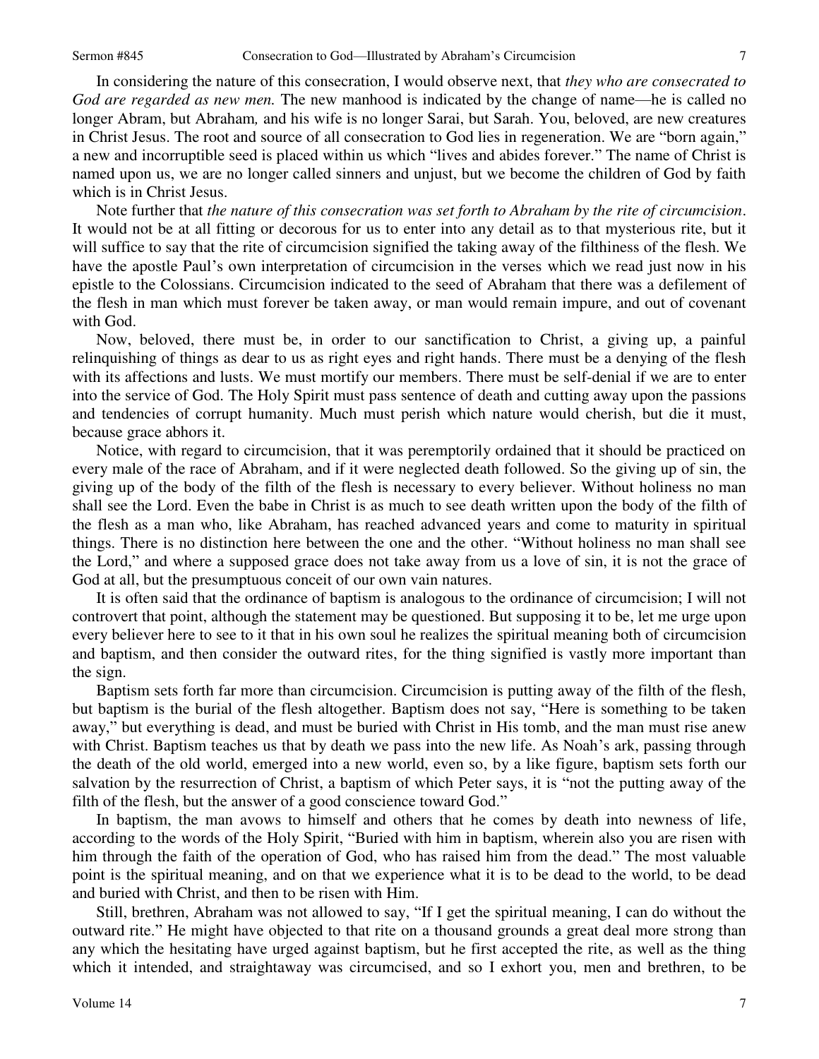In considering the nature of this consecration, I would observe next, that *they who are consecrated to God are regarded as new men.* The new manhood is indicated by the change of name—he is called no longer Abram, but Abraham*,* and his wife is no longer Sarai, but Sarah. You, beloved, are new creatures in Christ Jesus. The root and source of all consecration to God lies in regeneration. We are "born again," a new and incorruptible seed is placed within us which "lives and abides forever." The name of Christ is named upon us, we are no longer called sinners and unjust, but we become the children of God by faith which is in Christ Jesus.

Note further that *the nature of this consecration was set forth to Abraham by the rite of circumcision*. It would not be at all fitting or decorous for us to enter into any detail as to that mysterious rite, but it will suffice to say that the rite of circumcision signified the taking away of the filthiness of the flesh. We have the apostle Paul's own interpretation of circumcision in the verses which we read just now in his epistle to the Colossians. Circumcision indicated to the seed of Abraham that there was a defilement of the flesh in man which must forever be taken away, or man would remain impure, and out of covenant with God.

Now, beloved, there must be, in order to our sanctification to Christ, a giving up, a painful relinquishing of things as dear to us as right eyes and right hands. There must be a denying of the flesh with its affections and lusts. We must mortify our members. There must be self-denial if we are to enter into the service of God. The Holy Spirit must pass sentence of death and cutting away upon the passions and tendencies of corrupt humanity. Much must perish which nature would cherish, but die it must, because grace abhors it.

Notice, with regard to circumcision, that it was peremptorily ordained that it should be practiced on every male of the race of Abraham, and if it were neglected death followed. So the giving up of sin, the giving up of the body of the filth of the flesh is necessary to every believer. Without holiness no man shall see the Lord. Even the babe in Christ is as much to see death written upon the body of the filth of the flesh as a man who, like Abraham, has reached advanced years and come to maturity in spiritual things. There is no distinction here between the one and the other. "Without holiness no man shall see the Lord," and where a supposed grace does not take away from us a love of sin, it is not the grace of God at all, but the presumptuous conceit of our own vain natures.

It is often said that the ordinance of baptism is analogous to the ordinance of circumcision; I will not controvert that point, although the statement may be questioned. But supposing it to be, let me urge upon every believer here to see to it that in his own soul he realizes the spiritual meaning both of circumcision and baptism, and then consider the outward rites, for the thing signified is vastly more important than the sign.

Baptism sets forth far more than circumcision. Circumcision is putting away of the filth of the flesh, but baptism is the burial of the flesh altogether. Baptism does not say, "Here is something to be taken away," but everything is dead, and must be buried with Christ in His tomb, and the man must rise anew with Christ. Baptism teaches us that by death we pass into the new life. As Noah's ark, passing through the death of the old world, emerged into a new world, even so, by a like figure, baptism sets forth our salvation by the resurrection of Christ, a baptism of which Peter says, it is "not the putting away of the filth of the flesh, but the answer of a good conscience toward God."

In baptism, the man avows to himself and others that he comes by death into newness of life, according to the words of the Holy Spirit, "Buried with him in baptism, wherein also you are risen with him through the faith of the operation of God, who has raised him from the dead." The most valuable point is the spiritual meaning, and on that we experience what it is to be dead to the world, to be dead and buried with Christ, and then to be risen with Him.

Still, brethren, Abraham was not allowed to say, "If I get the spiritual meaning, I can do without the outward rite." He might have objected to that rite on a thousand grounds a great deal more strong than any which the hesitating have urged against baptism, but he first accepted the rite, as well as the thing which it intended, and straightaway was circumcised, and so I exhort you, men and brethren, to be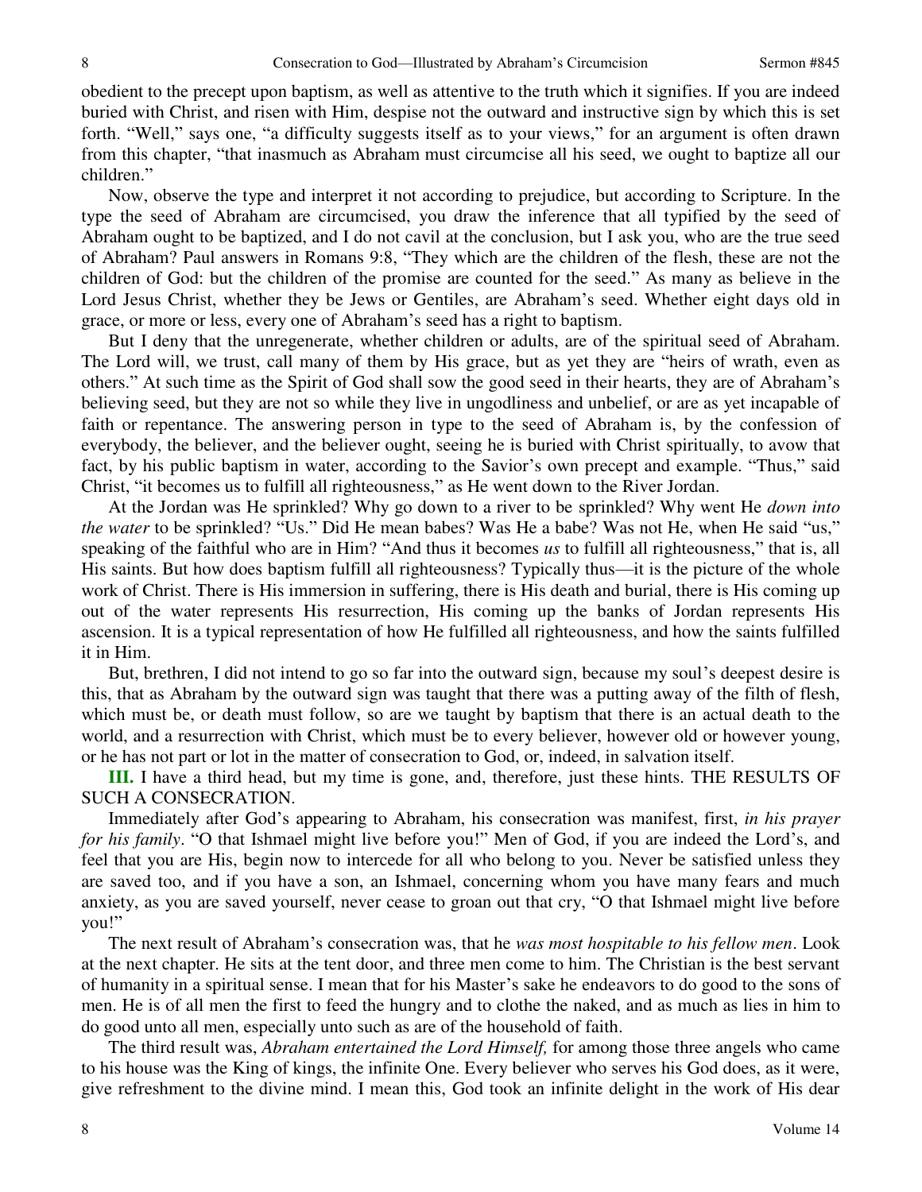obedient to the precept upon baptism, as well as attentive to the truth which it signifies. If you are indeed buried with Christ, and risen with Him, despise not the outward and instructive sign by which this is set forth. "Well," says one, "a difficulty suggests itself as to your views," for an argument is often drawn from this chapter, "that inasmuch as Abraham must circumcise all his seed, we ought to baptize all our children."

Now, observe the type and interpret it not according to prejudice, but according to Scripture. In the type the seed of Abraham are circumcised, you draw the inference that all typified by the seed of Abraham ought to be baptized, and I do not cavil at the conclusion, but I ask you, who are the true seed of Abraham? Paul answers in Romans 9:8, "They which are the children of the flesh, these are not the children of God: but the children of the promise are counted for the seed." As many as believe in the Lord Jesus Christ, whether they be Jews or Gentiles, are Abraham's seed. Whether eight days old in grace, or more or less, every one of Abraham's seed has a right to baptism.

But I deny that the unregenerate, whether children or adults, are of the spiritual seed of Abraham. The Lord will, we trust, call many of them by His grace, but as yet they are "heirs of wrath, even as others." At such time as the Spirit of God shall sow the good seed in their hearts, they are of Abraham's believing seed, but they are not so while they live in ungodliness and unbelief, or are as yet incapable of faith or repentance. The answering person in type to the seed of Abraham is, by the confession of everybody, the believer, and the believer ought, seeing he is buried with Christ spiritually, to avow that fact, by his public baptism in water, according to the Savior's own precept and example. "Thus," said Christ, "it becomes us to fulfill all righteousness," as He went down to the River Jordan.

At the Jordan was He sprinkled? Why go down to a river to be sprinkled? Why went He *down into the water* to be sprinkled? "Us." Did He mean babes? Was He a babe? Was not He, when He said "us," speaking of the faithful who are in Him? "And thus it becomes *us* to fulfill all righteousness," that is, all His saints. But how does baptism fulfill all righteousness? Typically thus—it is the picture of the whole work of Christ. There is His immersion in suffering, there is His death and burial, there is His coming up out of the water represents His resurrection, His coming up the banks of Jordan represents His ascension. It is a typical representation of how He fulfilled all righteousness, and how the saints fulfilled it in Him.

But, brethren, I did not intend to go so far into the outward sign, because my soul's deepest desire is this, that as Abraham by the outward sign was taught that there was a putting away of the filth of flesh, which must be, or death must follow, so are we taught by baptism that there is an actual death to the world, and a resurrection with Christ, which must be to every believer, however old or however young, or he has not part or lot in the matter of consecration to God, or, indeed, in salvation itself.

**III.** I have a third head, but my time is gone, and, therefore, just these hints. THE RESULTS OF SUCH A CONSECRATION.

Immediately after God's appearing to Abraham, his consecration was manifest, first, *in his prayer for his family*. "O that Ishmael might live before you!" Men of God, if you are indeed the Lord's, and feel that you are His, begin now to intercede for all who belong to you. Never be satisfied unless they are saved too, and if you have a son, an Ishmael, concerning whom you have many fears and much anxiety, as you are saved yourself, never cease to groan out that cry, "O that Ishmael might live before you!"

The next result of Abraham's consecration was, that he *was most hospitable to his fellow men*. Look at the next chapter. He sits at the tent door, and three men come to him. The Christian is the best servant of humanity in a spiritual sense. I mean that for his Master's sake he endeavors to do good to the sons of men. He is of all men the first to feed the hungry and to clothe the naked, and as much as lies in him to do good unto all men, especially unto such as are of the household of faith.

The third result was, *Abraham entertained the Lord Himself,* for among those three angels who came to his house was the King of kings, the infinite One. Every believer who serves his God does, as it were, give refreshment to the divine mind. I mean this, God took an infinite delight in the work of His dear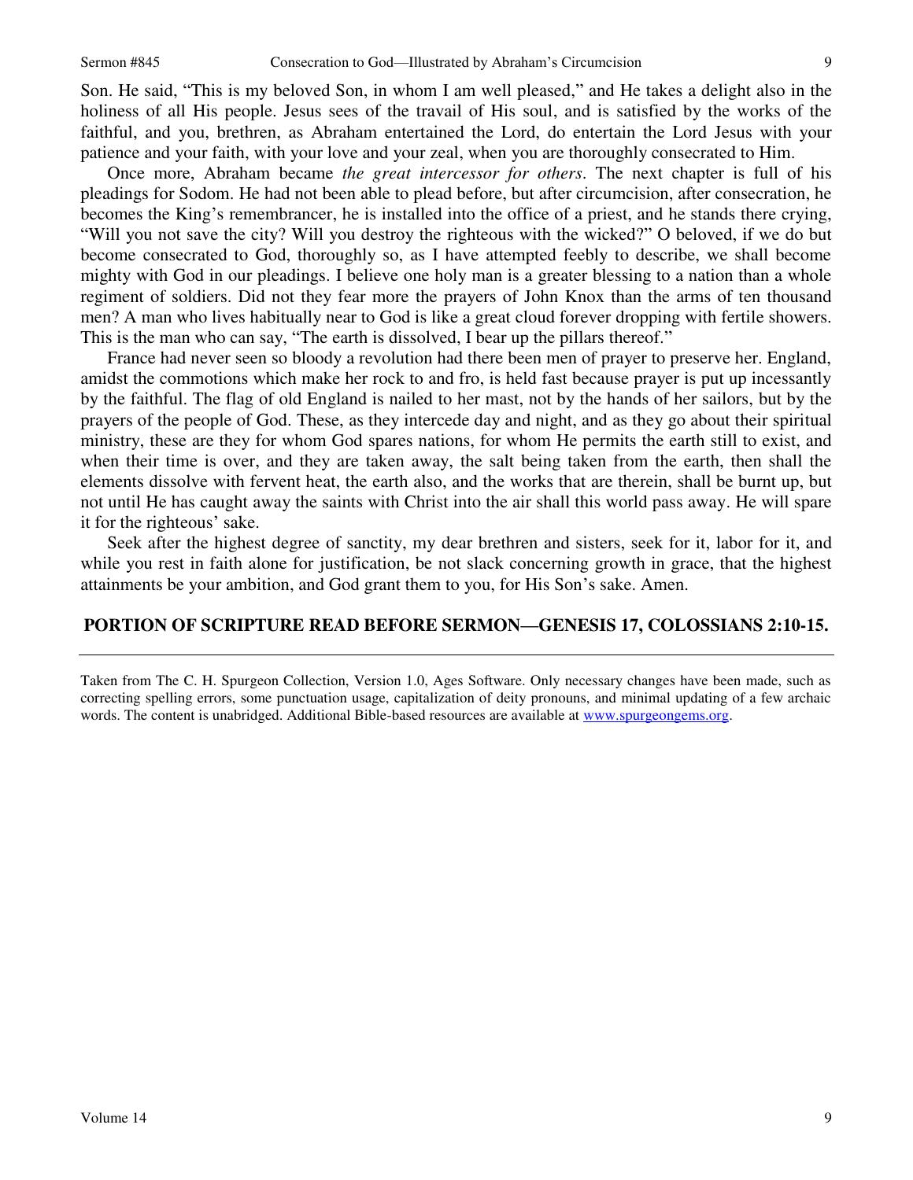Son. He said, "This is my beloved Son, in whom I am well pleased," and He takes a delight also in the holiness of all His people. Jesus sees of the travail of His soul, and is satisfied by the works of the faithful, and you, brethren, as Abraham entertained the Lord, do entertain the Lord Jesus with your patience and your faith, with your love and your zeal, when you are thoroughly consecrated to Him.

Once more, Abraham became *the great intercessor for others*. The next chapter is full of his pleadings for Sodom. He had not been able to plead before, but after circumcision, after consecration, he becomes the King's remembrancer, he is installed into the office of a priest, and he stands there crying, "Will you not save the city? Will you destroy the righteous with the wicked?" O beloved, if we do but become consecrated to God, thoroughly so, as I have attempted feebly to describe, we shall become mighty with God in our pleadings. I believe one holy man is a greater blessing to a nation than a whole regiment of soldiers. Did not they fear more the prayers of John Knox than the arms of ten thousand men? A man who lives habitually near to God is like a great cloud forever dropping with fertile showers. This is the man who can say, "The earth is dissolved, I bear up the pillars thereof."

France had never seen so bloody a revolution had there been men of prayer to preserve her. England, amidst the commotions which make her rock to and fro, is held fast because prayer is put up incessantly by the faithful. The flag of old England is nailed to her mast, not by the hands of her sailors, but by the prayers of the people of God. These, as they intercede day and night, and as they go about their spiritual ministry, these are they for whom God spares nations, for whom He permits the earth still to exist, and when their time is over, and they are taken away, the salt being taken from the earth, then shall the elements dissolve with fervent heat, the earth also, and the works that are therein, shall be burnt up, but not until He has caught away the saints with Christ into the air shall this world pass away. He will spare it for the righteous' sake.

Seek after the highest degree of sanctity, my dear brethren and sisters, seek for it, labor for it, and while you rest in faith alone for justification, be not slack concerning growth in grace, that the highest attainments be your ambition, and God grant them to you, for His Son's sake. Amen.

## PORTION OF SCRIPTURE READ BEFORE SERMON—GENESIS 17, COLOSSIANS 2:10-15.

---

Taken from The C. H. Spurgeon Collection, Version 1.0, Ages Software. Only necessary changes have been made, such as correcting spelling errors, some punctuation usage, capitalization of deity pronouns, and minimal updating of a few archaic words. The content is unabridged. Additional Bible-based resources are available at www.spurgeongems.org.